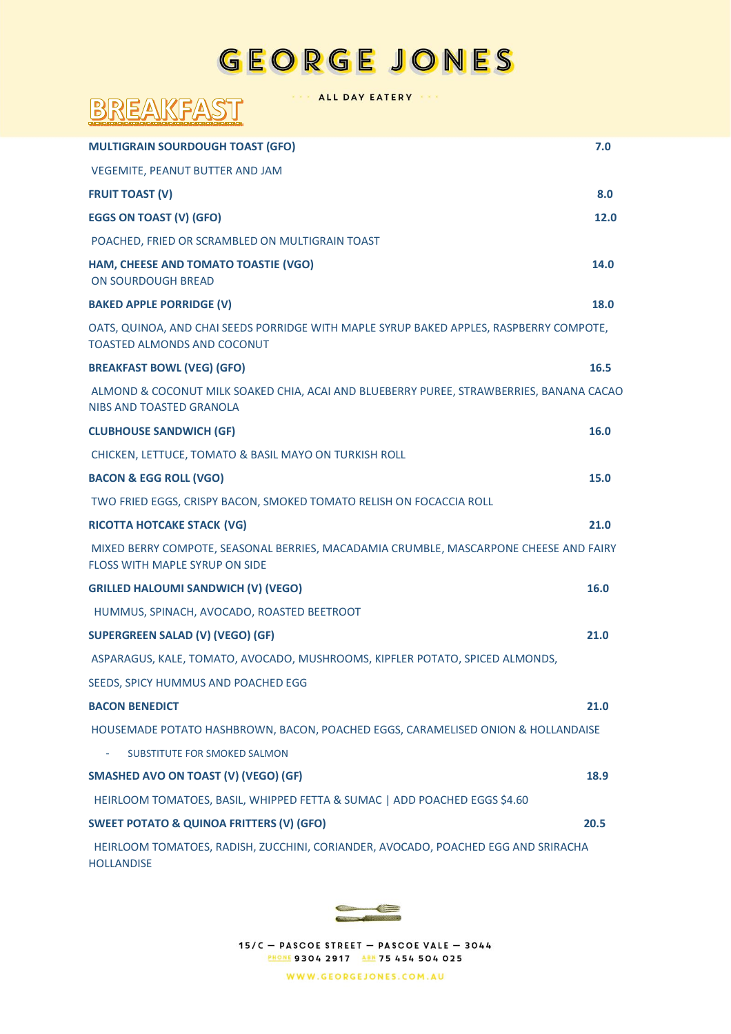# GEORGE JONES

ALL DAY EATERY

## BREAKFAST

**MULTIGRAIN SOURDOUGH TOAST (GFO)** 7.0

VEGEMITE, PEANUT BUTTER AND JAM

**FRUIT TOAST (V)** 8.0

**EGGS ON TOAST (V) (GFO)** 12.0

POACHED, FRIED OR SCRAMBLED ON MULTIGRAIN TOAST

**HAM, CHEESE AND TOMATO TOASTIE (VGO)** 14.0

ON SOURDOUGH BREAD

**BAKED APPLE PORRIDGE (V)** 18.0

OATS, QUINOA, AND CHAI SEEDS PORRIDGE WITH MAPLE SYRUP BAKED APPLES, RASPBERRY COMPOTE, TOASTED ALMONDS AND COCONUT

**BREAKFAST BOWL (VEG) (GFO)** 16.5

ALMOND & COCONUT MILK SOAKED CHIA, ACAI AND BLUEBERRY PUREE, STRAWBERRIES, BANANA CACAO NIBS AND TOASTED GRANOLA

**CLUBHOUSE SANDWICH (GF)** 16.0

CHICKEN, LETTUCE, TOMATO & BASIL MAYO ON TURKISH ROLL

**BACON & EGG ROLL (VGO)** 15.0

TWO FRIED EGGS, CRISPY BACON, SMOKED TOMATO RELISH ON FOCACCIA ROLL

**RICOTTA HOTCAKE STACK (VG)** 21.0

MIXED BERRY COMPOTE, SEASONAL BERRIES, MACADAMIA CRUMBLE, MASCARPONE CHEESE AND FAIRY FLOSS WITH MAPLE SYRUP ON SIDE

**GRILLED HALOUMI SANDWICH (V) (VEGO)** 16.0

HUMMUS, SPINACH, AVOCADO, ROASTED BEETROOT

**SUPERGREEN SALAD (V) (VEGO) (GF)** 21.0

ASPARAGUS, KALE, TOMATO, AVOCADO, MUSHROOMS, KIPFLER POTATO, SPICED ALMONDS,

SEEDS, SPICY HUMMUS AND POACHED EGG

**BACON BENEDICT** 21.0

HOUSEMADE POTATO HASHBROWN, BACON, POACHED EGGS, CARAMELISED ONION & HOLLANDAISE

- SUBSTITUTE FOR SMOKED SALMON

**SMASHED AVO ON TOAST (V) (VEGO) (GF)** 18.9

HEIRLOOM TOMATOES, BASIL, WHIPPED FETTA & SUMAC | ADD POACHED EGGS $4.60

**SWEET POTATO & QUINOA FRITTERS (V) (GFO)** 20.5

HEIRLOOM TOMATOES, RADISH, ZUCCHINI, CORIANDER, AVOCADO, POACHED EGG AND SRIRACHA HOLLANDISE

15/C — PASCOE STREET — PASCOE VALE — 3044

PHONE 9304 2917 ABN 75 454 504 025

WWW.GEORGEJONES.COM.AU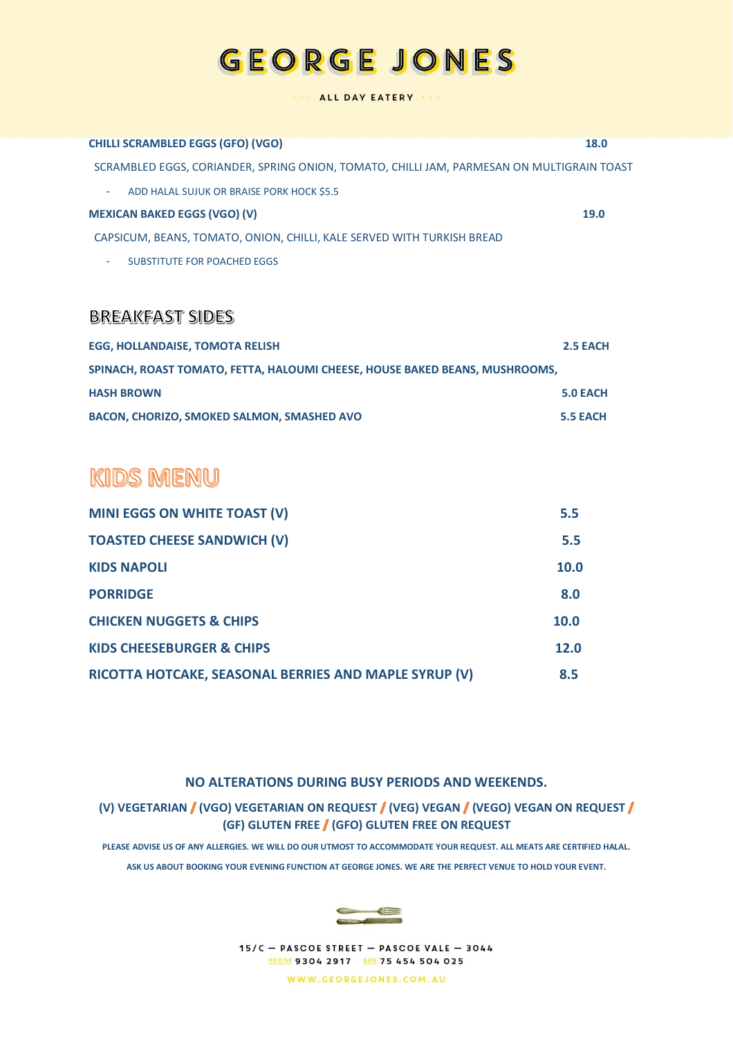# GEORGE JONES

ALL DAY EATERY

**CHILLI SCRAMBLED EGGS (GFO) (VGO)** **18.0**

SCRAMBLED EGGS, CORIANDER, SPRING ONION, TOMATO, CHILLI JAM, PARMESAN ON MULTIGRAIN TOAST

- ADD HALAL SUJUK OR BRAISE PORK HOCK $5.5

**MEXICAN BAKED EGGS (VGO) (V)** **19.0**

CAPSICUM, BEANS, TOMATO, ONION, CHILLI, KALE SERVED WITH TURKISH BREAD

- SUBSTITUTE FOR POACHED EGGS

## BREAKFAST SIDES

| | |
|---|---|
| **EGG, HOLLANDAISE, TOMOTA RELISH** | **2.5 EACH** |
| **SPINACH, ROAST TOMATO, FETTA, HALOUMI CHEESE, HOUSE BAKED BEANS, MUSHROOMS, HASH BROWN** | **5.0 EACH** |
| **BACON, CHORIZO, SMOKED SALMON, SMASHED AVO** | **5.5 EACH** |

## KIDS MENU

| | |
|---|---|
| **MINI EGGS ON WHITE TOAST (V)** | **5.5** |
| **TOASTED CHEESE SANDWICH (V)** | **5.5** |
| **KIDS NAPOLI** | **10.0** |
| **PORRIDGE** | **8.0** |
| **CHICKEN NUGGETS & CHIPS** | **10.0** |
| **KIDS CHEESEBURGER & CHIPS** | **12.0** |
| **RICOTTA HOTCAKE, SEASONAL BERRIES AND MAPLE SYRUP (V)** | **8.5** |

**NO ALTERATIONS DURING BUSY PERIODS AND WEEKENDS.**

**(V) VEGETARIAN / (VGO) VEGETARIAN ON REQUEST / (VEG) VEGAN / (VEGO) VEGAN ON REQUEST / (GF) GLUTEN FREE / (GFO) GLUTEN FREE ON REQUEST**

**PLEASE ADVISE US OF ANY ALLERGIES. WE WILL DO OUR UTMOST TO ACCOMMODATE YOUR REQUEST. ALL MEATS ARE CERTIFIED HALAL.**

**ASK US ABOUT BOOKING YOUR EVENING FUNCTION AT GEORGE JONES. WE ARE THE PERFECT VENUE TO HOLD YOUR EVENT.**

15/C — PASCOE STREET — PASCOE VALE — 3044

PHONE 9304 2917 ABN 75 454 504 025

WWW.GEORGEJONES.COM.AU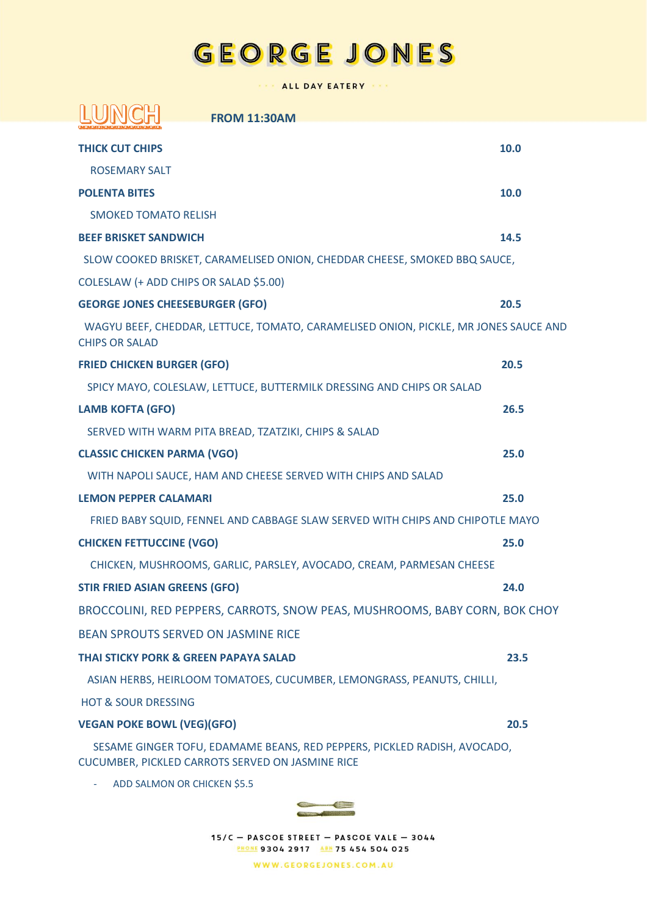# GEORGE JONES

··· ALL DAY EATERY ···

## LUNCH

**FROM 11:30AM**

**THICK CUT CHIPS** **10.0**

ROSEMARY SALT

**POLENTA BITES** **10.0**

SMOKED TOMATO RELISH

**BEEF BRISKET SANDWICH** **14.5**

SLOW COOKED BRISKET, CARAMELISED ONION, CHEDDAR CHEESE, SMOKED BBQ SAUCE, COLESLAW (+ ADD CHIPS OR SALAD $5.00)

**GEORGE JONES CHEESEBURGER (GFO)** **20.5**

WAGYU BEEF, CHEDDAR, LETTUCE, TOMATO, CARAMELISED ONION, PICKLE, MR JONES SAUCE AND CHIPS OR SALAD

**FRIED CHICKEN BURGER (GFO)** **20.5**

SPICY MAYO, COLESLAW, LETTUCE, BUTTERMILK DRESSING AND CHIPS OR SALAD

**LAMB KOFTA (GFO)** **26.5**

SERVED WITH WARM PITA BREAD, TZATZIKI, CHIPS & SALAD

**CLASSIC CHICKEN PARMA (VGO)** **25.0**

WITH NAPOLI SAUCE, HAM AND CHEESE SERVED WITH CHIPS AND SALAD

**LEMON PEPPER CALAMARI** **25.0**

FRIED BABY SQUID, FENNEL AND CABBAGE SLAW SERVED WITH CHIPS AND CHIPOTLE MAYO

**CHICKEN FETTUCCINE (VGO)** **25.0**

CHICKEN, MUSHROOMS, GARLIC, PARSLEY, AVOCADO, CREAM, PARMESAN CHEESE

**STIR FRIED ASIAN GREENS (GFO)** **24.0**

BROCCOLINI, RED PEPPERS, CARROTS, SNOW PEAS, MUSHROOMS, BABY CORN, BOK CHOY BEAN SPROUTS SERVED ON JASMINE RICE

**THAI STICKY PORK & GREEN PAPAYA SALAD** **23.5**

ASIAN HERBS, HEIRLOOM TOMATOES, CUCUMBER, LEMONGRASS, PEANUTS, CHILLI, HOT & SOUR DRESSING

**VEGAN POKE BOWL (VEG)(GFO)** **20.5**

SESAME GINGER TOFU, EDAMAME BEANS, RED PEPPERS, PICKLED RADISH, AVOCADO, CUCUMBER, PICKLED CARROTS SERVED ON JASMINE RICE

- ADD SALMON OR CHICKEN $5.5

15/C — PASCOE STREET — PASCOE VALE — 3044

PHONE 9304 2917 ABN 75 454 504 025

WWW.GEORGEJONES.COM.AU